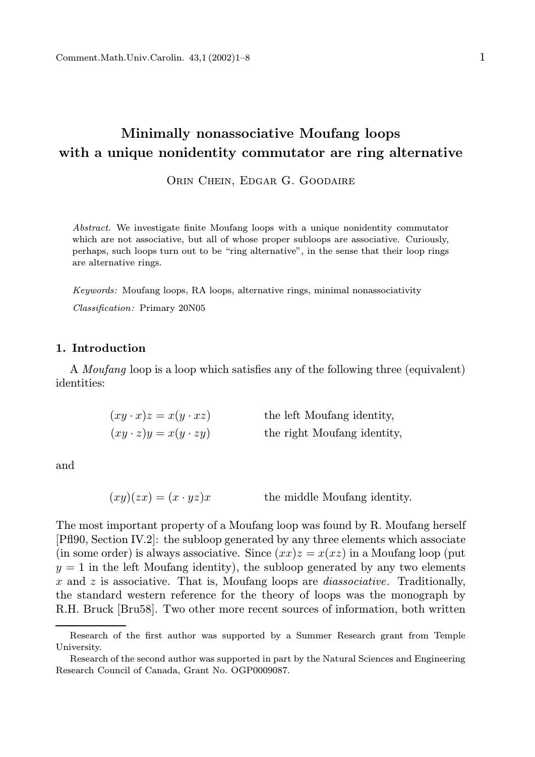# Minimally nonassociative Moufang loops with a unique nonidentity commutator are ring alternative

Orin Chein, Edgar G. Goodaire

*Abstract.* We investigate finite Moufang loops with a unique nonidentity commutator which are not associative, but all of whose proper subloops are associative. Curiously, perhaps, such loops turn out to be "ring alternative", in the sense that their loop rings are alternative rings.

*Keywords:* Moufang loops, RA loops, alternative rings, minimal nonassociativity

*Classification:* Primary 20N05

## 1. Introduction

A *Moufang* loop is a loop which satisfies any of the following three (equivalent) identities:

$$(xy \cdot x)z = x(y \cdot xz) \qquad \text{the left Moufang identity,}$$

$$(xy \cdot z)y = x(y \cdot zy) \qquad \text{the right Moufang identity,}$$

and

$$(xy)(zx) = (x \cdot yz)x \qquad \text{the middle Moufang identity.}$$

The most important property of a Moufang loop was found by R. Moufang herself [Pfl90, Section IV.2]: the subloop generated by any three elements which associate (in some order) is always associative. Since $(xx)z = x(xz)$ in a Moufang loop (put $y = 1$ in the left Moufang identity), the subloop generated by any two elements $x$ and $z$ is associative. That is, Moufang loops are *diassociative*. Traditionally, the standard western reference for the theory of loops was the monograph by R.H. Bruck [Bru58]. Two other more recent sources of information, both written

---

Research of the first author was supported by a Summer Research grant from Temple University.

Research of the second author was supported in part by the Natural Sciences and Engineering Research Council of Canada, Grant No. OGP0009087.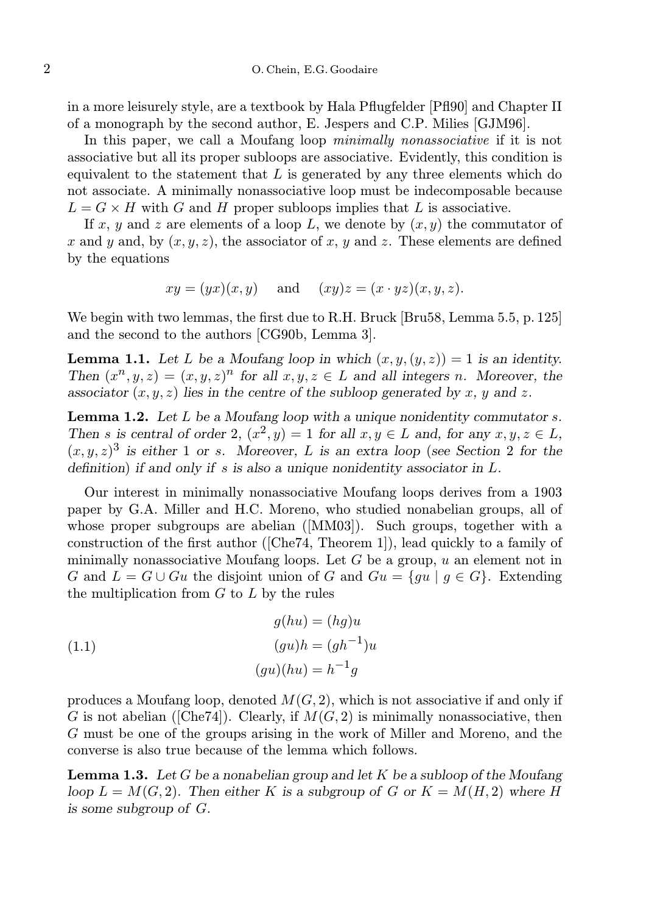in a more leisurely style, are a textbook by Hala Pflugfelder [Pfl90] and Chapter II of a monograph by the second author, E. Jespers and C.P. Milies [GJM96].

In this paper, we call a Moufang loop *minimally nonassociative* if it is not associative but all its proper subloops are associative. Evidently, this condition is equivalent to the statement that $L$ is generated by any three elements which do not associate. A minimally nonassociative loop must be indecomposable because $L = G \times H$ with $G$ and $H$ proper subloops implies that $L$ is associative.

If $x$, $y$ and $z$ are elements of a loop $L$, we denote by $(x, y)$ the commutator of $x$ and $y$ and, by $(x, y, z)$, the associator of $x$, $y$ and $z$. These elements are defined by the equations

$$xy = (yx)(x, y) \quad \text{and} \quad (xy)z = (x \cdot yz)(x, y, z).$$

We begin with two lemmas, the first due to R.H. Bruck [Bru58, Lemma 5.5, p. 125] and the second to the authors [CG90b, Lemma 3].

**Lemma 1.1.** *Let $L$ be a Moufang loop in which $(x, y, (y, z)) = 1$ is an identity. Then $(x^n, y, z) = (x, y, z)^n$ for all $x, y, z \in L$ and all integers $n$. Moreover, the associator $(x, y, z)$ lies in the centre of the subloop generated by $x$, $y$ and $z$.*

**Lemma 1.2.** *Let $L$ be a Moufang loop with a unique nonidentity commutator $s$. Then $s$ is central of order 2, $(x^2, y) = 1$ for all $x, y \in L$ and, for any $x, y, z \in L$, $(x, y, z)^3$ is either 1 or $s$. Moreover, $L$ is an extra loop (see Section 2 for the definition) if and only if $s$ is also a unique nonidentity associator in $L$.*

Our interest in minimally nonassociative Moufang loops derives from a 1903 paper by G.A. Miller and H.C. Moreno, who studied nonabelian groups, all of whose proper subgroups are abelian ([MM03]). Such groups, together with a construction of the first author ([Che74, Theorem 1]), lead quickly to a family of minimally nonassociative Moufang loops. Let $G$ be a group, $u$ an element not in $G$ and $L = G \cup Gu$ the disjoint union of $G$ and $Gu = \{gu \mid g \in G\}$. Extending the multiplication from $G$ to $L$ by the rules

$$\begin{aligned} g(hu) &= (hg)u \\ (gu)h &= (gh^{-1})u \\ (gu)(hu) &= h^{-1}g \end{aligned} \tag{1.1}$$

produces a Moufang loop, denoted $M(G, 2)$, which is not associative if and only if $G$ is not abelian ([Che74]). Clearly, if $M(G, 2)$ is minimally nonassociative, then $G$ must be one of the groups arising in the work of Miller and Moreno, and the converse is also true because of the lemma which follows.

**Lemma 1.3.** *Let $G$ be a nonabelian group and let $K$ be a subloop of the Moufang loop $L = M(G, 2)$. Then either $K$ is a subgroup of $G$ or $K = M(H, 2)$ where $H$ is some subgroup of $G$.*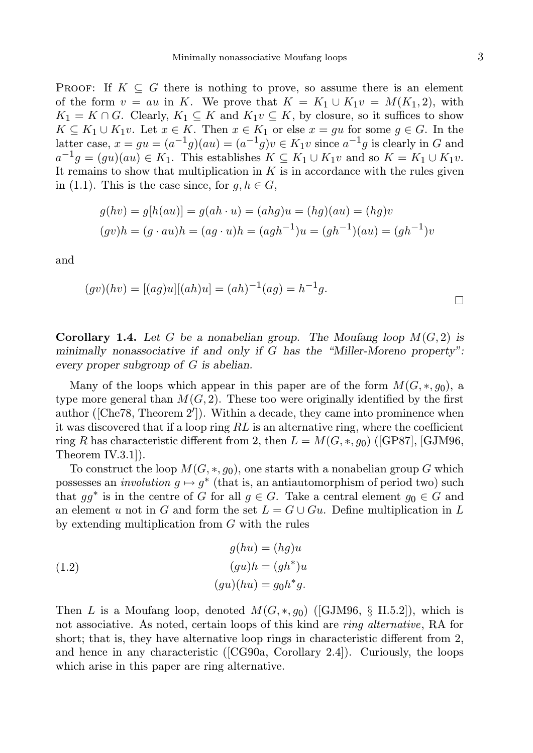Proof: If $K \subseteq G$ there is nothing to prove, so assume there is an element of the form $v = au$ in $K$. We prove that $K = K_1 \cup K_1 v = M(K_1, 2)$, with $K_1 = K \cap G$. Clearly, $K_1 \subseteq K$ and $K_1 v \subseteq K$, by closure, so it suffices to show $K \subseteq K_1 \cup K_1 v$. Let $x \in K$. Then $x \in K_1$ or else $x = gu$ for some $g \in G$. In the latter case, $x = gu = (a^{-1}g)(au) = (a^{-1}g)v \in K_1 v$ since $a^{-1}g$ is clearly in $G$ and $a^{-1}g = (gu)(au) \in K_1$. This establishes $K \subseteq K_1 \cup K_1 v$ and so $K = K_1 \cup K_1 v$. It remains to show that multiplication in $K$ is in accordance with the rules given in (1.1). This is the case since, for $g, h \in G$,

$$g(hv) = g[h(au)] = g(ah \cdot u) = (ahg)u = (hg)(au) = (hg)v$$
$$(gv)h = (g \cdot au)h = (ag \cdot u)h = (agh^{-1})u = (gh^{-1})(au) = (gh^{-1})v$$

and

$$(gv)(hv) = [(ag)u][(ah)u] = (ah)^{-1}(ag) = h^{-1}g.$$

□

**Corollary 1.4.** *Let $G$ be a nonabelian group. The Moufang loop $M(G, 2)$ is minimally nonassociative if and only if $G$ has the "Miller-Moreno property": every proper subgroup of $G$ is abelian.*

Many of the loops which appear in this paper are of the form $M(G, *, g_0)$, a type more general than $M(G, 2)$. These too were originally identified by the first author ([Che78, Theorem 2′]). Within a decade, they came into prominence when it was discovered that if a loop ring $RL$ is an alternative ring, where the coefficient ring $R$ has characteristic different from 2, then $L = M(G, *, g_0)$ ([GP87], [GJM96, Theorem IV.3.1]).

To construct the loop $M(G, *, g_0)$, one starts with a nonabelian group $G$ which possesses an *involution* $g \mapsto g^*$ (that is, an antiautomorphism of period two) such that $gg^*$ is in the centre of $G$ for all $g \in G$. Take a central element $g_0 \in G$ and an element $u$ not in $G$ and form the set $L = G \cup Gu$. Define multiplication in $L$ by extending multiplication from $G$ with the rules

$$\begin{aligned} g(hu) &= (hg)u \\ (gu)h &= (gh^*)u \qquad (1.2)\\ (gu)(hu) &= g_0 h^* g. \end{aligned}$$

Then $L$ is a Moufang loop, denoted $M(G, *, g_0)$ ([GJM96, § II.5.2]), which is not associative. As noted, certain loops of this kind are *ring alternative*, RA for short; that is, they have alternative loop rings in characteristic different from 2, and hence in any characteristic ([CG90a, Corollary 2.4]). Curiously, the loops which arise in this paper are ring alternative.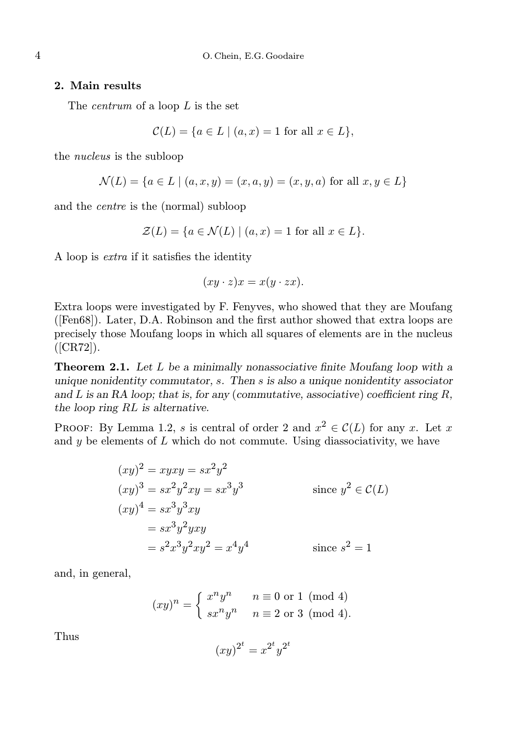## 2. Main results

The *centrum* of a loop $L$ is the set

$$\mathcal{C}(L) = \{a \in L \mid (a, x) = 1 \text{ for all } x \in L\},$$

the *nucleus* is the subloop

$$\mathcal{N}(L) = \{a \in L \mid (a, x, y) = (x, a, y) = (x, y, a) \text{ for all } x, y \in L\}$$

and the *centre* is the (normal) subloop

$$\mathcal{Z}(L) = \{a \in \mathcal{N}(L) \mid (a, x) = 1 \text{ for all } x \in L\}.$$

A loop is *extra* if it satisfies the identity

$$(xy \cdot z)x = x(y \cdot zx).$$

Extra loops were investigated by F. Fenyves, who showed that they are Moufang ([Fen68]). Later, D.A. Robinson and the first author showed that extra loops are precisely those Moufang loops in which all squares of elements are in the nucleus ([CR72]).

**Theorem 2.1.** *Let $L$ be a minimally nonassociative finite Moufang loop with a unique nonidentity commutator, $s$. Then $s$ is also a unique nonidentity associator and $L$ is an RA loop; that is, for any (commutative, associative) coefficient ring $R$, the loop ring $RL$ is alternative.*

Proof: By Lemma 1.2, $s$ is central of order 2 and $x^2 \in \mathcal{C}(L)$ for any $x$. Let $x$ and $y$ be elements of $L$ which do not commute. Using diassociativity, we have

$$\begin{aligned}
(xy)^2 &= xyxy = sx^2y^2 \\
(xy)^3 &= sx^2y^2xy = sx^3y^3 && \text{since } y^2 \in \mathcal{C}(L) \\
(xy)^4 &= sx^3y^3xy \\
&= sx^3y^2yxy \\
&= s^2x^3y^2xy^2 = x^4y^4 && \text{since } s^2 = 1
\end{aligned}$$

and, in general,

$$(xy)^n = \begin{cases} x^ny^n & n \equiv 0 \text{ or } 1 \pmod 4 \\ sx^ny^n & n \equiv 2 \text{ or } 3 \pmod 4. \end{cases}$$

Thus

$$(xy)^{2^t} = x^{2^t}y^{2^t}$$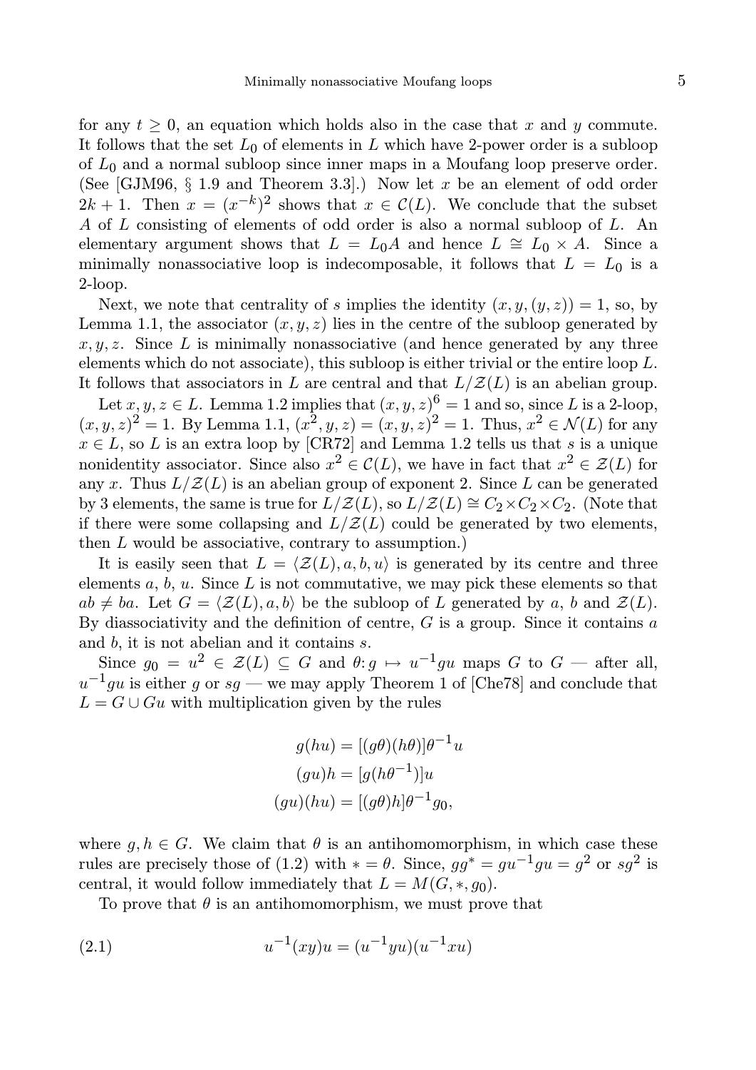for any $t \geq 0$, an equation which holds also in the case that $x$ and $y$ commute. It follows that the set $L_0$ of elements in $L$ which have 2-power order is a subloop of $L_0$ and a normal subloop since inner maps in a Moufang loop preserve order. (See [GJM96, § 1.9 and Theorem 3.3].) Now let $x$ be an element of odd order $2k+1$. Then $x = (x^{-k})^2$ shows that $x \in \mathcal{C}(L)$. We conclude that the subset $A$ of $L$ consisting of elements of odd order is also a normal subloop of $L$. An elementary argument shows that $L = L_0 A$ and hence $L \cong L_0 \times A$. Since a minimally nonassociative loop is indecomposable, it follows that $L = L_0$ is a 2-loop.

Next, we note that centrality of $s$ implies the identity $(x, y, (y, z)) = 1$, so, by Lemma 1.1, the associator $(x, y, z)$ lies in the centre of the subloop generated by $x, y, z$. Since $L$ is minimally nonassociative (and hence generated by any three elements which do not associate), this subloop is either trivial or the entire loop $L$. It follows that associators in $L$ are central and that $L/\mathcal{Z}(L)$ is an abelian group.

Let $x, y, z \in L$. Lemma 1.2 implies that $(x, y, z)^6 = 1$ and so, since $L$ is a 2-loop, $(x, y, z)^2 = 1$. By Lemma 1.1, $(x^2, y, z) = (x, y, z)^2 = 1$. Thus, $x^2 \in \mathcal{N}(L)$ for any $x \in L$, so $L$ is an extra loop by [CR72] and Lemma 1.2 tells us that $s$ is a unique nonidentity associator. Since also $x^2 \in \mathcal{C}(L)$, we have in fact that $x^2 \in \mathcal{Z}(L)$ for any $x$. Thus $L/\mathcal{Z}(L)$ is an abelian group of exponent 2. Since $L$ can be generated by 3 elements, the same is true for $L/\mathcal{Z}(L)$, so $L/\mathcal{Z}(L) \cong C_2 \times C_2 \times C_2$. (Note that if there were some collapsing and $L/\mathcal{Z}(L)$ could be generated by two elements, then $L$ would be associative, contrary to assumption.)

It is easily seen that $L = \langle \mathcal{Z}(L), a, b, u \rangle$ is generated by its centre and three elements $a$, $b$, $u$. Since $L$ is not commutative, we may pick these elements so that $ab \neq ba$. Let $G = \langle \mathcal{Z}(L), a, b \rangle$ be the subloop of $L$ generated by $a$, $b$ and $\mathcal{Z}(L)$. By diassociativity and the definition of centre, $G$ is a group. Since it contains $a$ and $b$, it is not abelian and it contains $s$.

Since $g_0 = u^2 \in \mathcal{Z}(L) \subseteq G$ and $\theta \colon g \mapsto u^{-1}gu$ maps $G$ to $G$ — after all, $u^{-1}gu$ is either $g$ or $sg$ — we may apply Theorem 1 of [Che78] and conclude that $L = G \cup Gu$ with multiplication given by the rules

$$
\begin{aligned}
g(hu) &= [(g\theta)(h\theta)]\theta^{-1}u \\
(gu)h &= [g(h\theta^{-1})]u \\
(gu)(hu) &= [(g\theta)h]\theta^{-1}g_0,
\end{aligned}
$$

where $g, h \in G$. We claim that $\theta$ is an antihomomorphism, in which case these rules are precisely those of (1.2) with $* = \theta$. Since, $gg^* = gu^{-1}gu = g^2$ or $sg^2$ is central, it would follow immediately that $L = M(G, *, g_0)$.

To prove that $\theta$ is an antihomomorphism, we must prove that

$$
u^{-1}(xy)u = (u^{-1}yu)(u^{-1}xu) \tag{2.1}
$$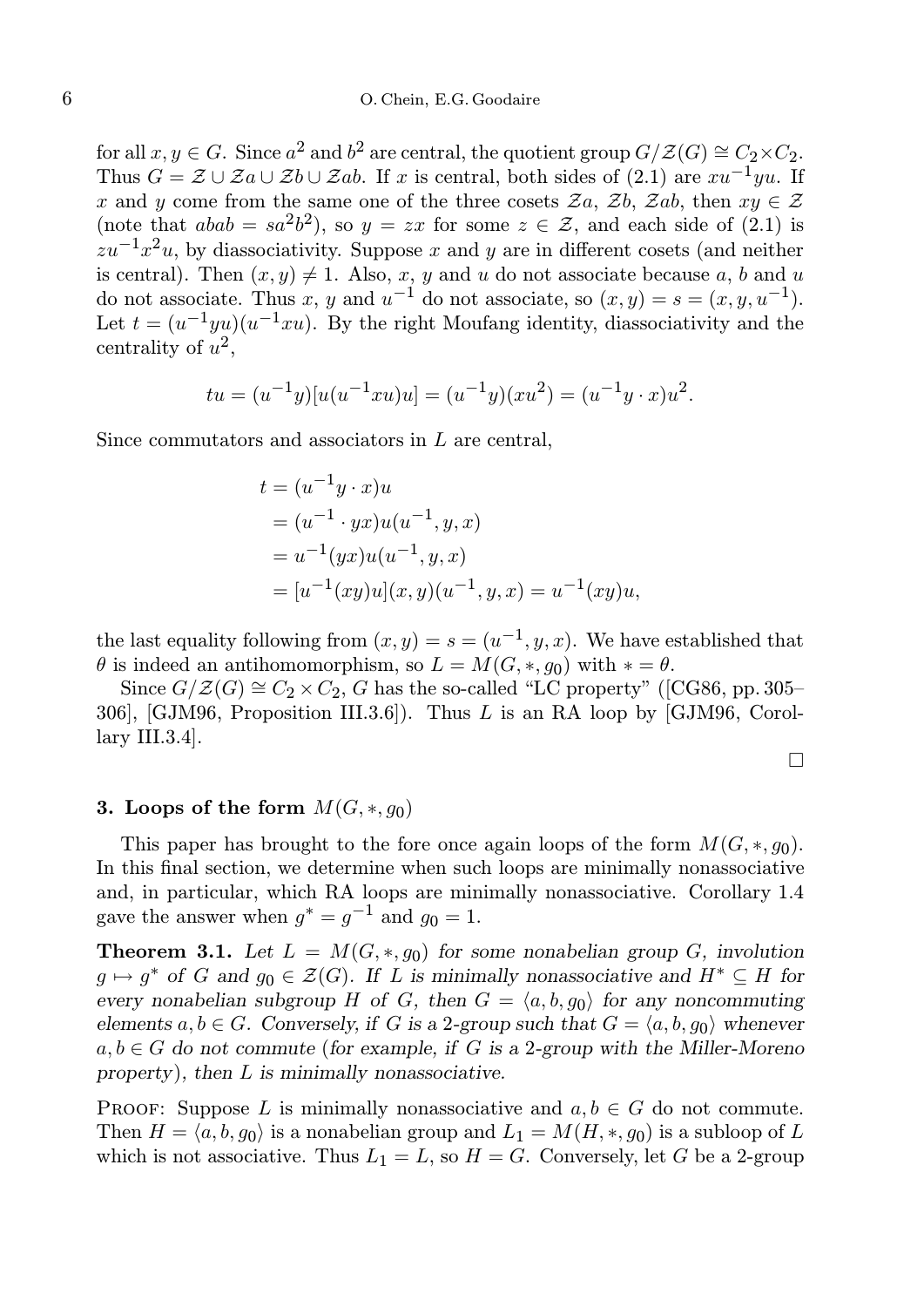for all $x, y \in G$. Since $a^2$ and $b^2$ are central, the quotient group $G/\mathcal{Z}(G) \cong C_2 \times C_2$. Thus $G = \mathcal{Z} \cup \mathcal{Z}a \cup \mathcal{Z}b \cup \mathcal{Z}ab$. If $x$ is central, both sides of (2.1) are $xu^{-1}yu$. If $x$ and $y$ come from the same one of the three cosets $\mathcal{Z}a$, $\mathcal{Z}b$, $\mathcal{Z}ab$, then $xy \in \mathcal{Z}$ (note that $abab = sa^2b^2$), so $y = zx$ for some $z \in \mathcal{Z}$, and each side of (2.1) is $zu^{-1}x^2u$, by diassociativity. Suppose $x$ and $y$ are in different cosets (and neither is central). Then $(x, y) \neq 1$. Also, $x$, $y$ and $u$ do not associate because $a$, $b$ and $u$ do not associate. Thus $x$, $y$ and $u^{-1}$ do not associate, so $(x, y) = s = (x, y, u^{-1})$. Let $t = (u^{-1}yu)(u^{-1}xu)$. By the right Moufang identity, diassociativity and the centrality of $u^2$,

$$tu = (u^{-1}y)[u(u^{-1}xu)u] = (u^{-1}y)(xu^2) = (u^{-1}y \cdot x)u^2.$$

Since commutators and associators in $L$ are central,

$$\begin{aligned}
t &= (u^{-1}y \cdot x)u \\
&= (u^{-1} \cdot yx)u(u^{-1}, y, x) \\
&= u^{-1}(yx)u(u^{-1}, y, x) \\
&= [u^{-1}(xy)u](x, y)(u^{-1}, y, x) = u^{-1}(xy)u,
\end{aligned}$$

the last equality following from $(x, y) = s = (u^{-1}, y, x)$. We have established that $\theta$ is indeed an antihomomorphism, so $L = M(G, *, g_0)$ with $* = \theta$.

Since $G/\mathcal{Z}(G) \cong C_2 \times C_2$, $G$ has the so-called "LC property" ([CG86, pp. 305–306], [GJM96, Proposition III.3.6]). Thus $L$ is an RA loop by [GJM96, Corollary III.3.4].

$\square$

### 3. Loops of the form $M(G, *, g_0)$

This paper has brought to the fore once again loops of the form $M(G, *, g_0)$. In this final section, we determine when such loops are minimally nonassociative and, in particular, which RA loops are minimally nonassociative. Corollary 1.4 gave the answer when $g^* = g^{-1}$ and $g_0 = 1$.

**Theorem 3.1.** *Let $L = M(G, *, g_0)$ for some nonabelian group $G$, involution $g \mapsto g^*$ of $G$ and $g_0 \in \mathcal{Z}(G)$. If $L$ is minimally nonassociative and $H^* \subseteq H$ for every nonabelian subgroup $H$ of $G$, then $G = \langle a, b, g_0 \rangle$ for any noncommuting elements $a, b \in G$. Conversely, if $G$ is a 2-group such that $G = \langle a, b, g_0 \rangle$ whenever $a, b \in G$ do not commute (for example, if $G$ is a 2-group with the Miller-Moreno property), then $L$ is minimally nonassociative.*

Proof: Suppose $L$ is minimally nonassociative and $a, b \in G$ do not commute. Then $H = \langle a, b, g_0 \rangle$ is a nonabelian group and $L_1 = M(H, *, g_0)$ is a subloop of $L$ which is not associative. Thus $L_1 = L$, so $H = G$. Conversely, let $G$ be a 2-group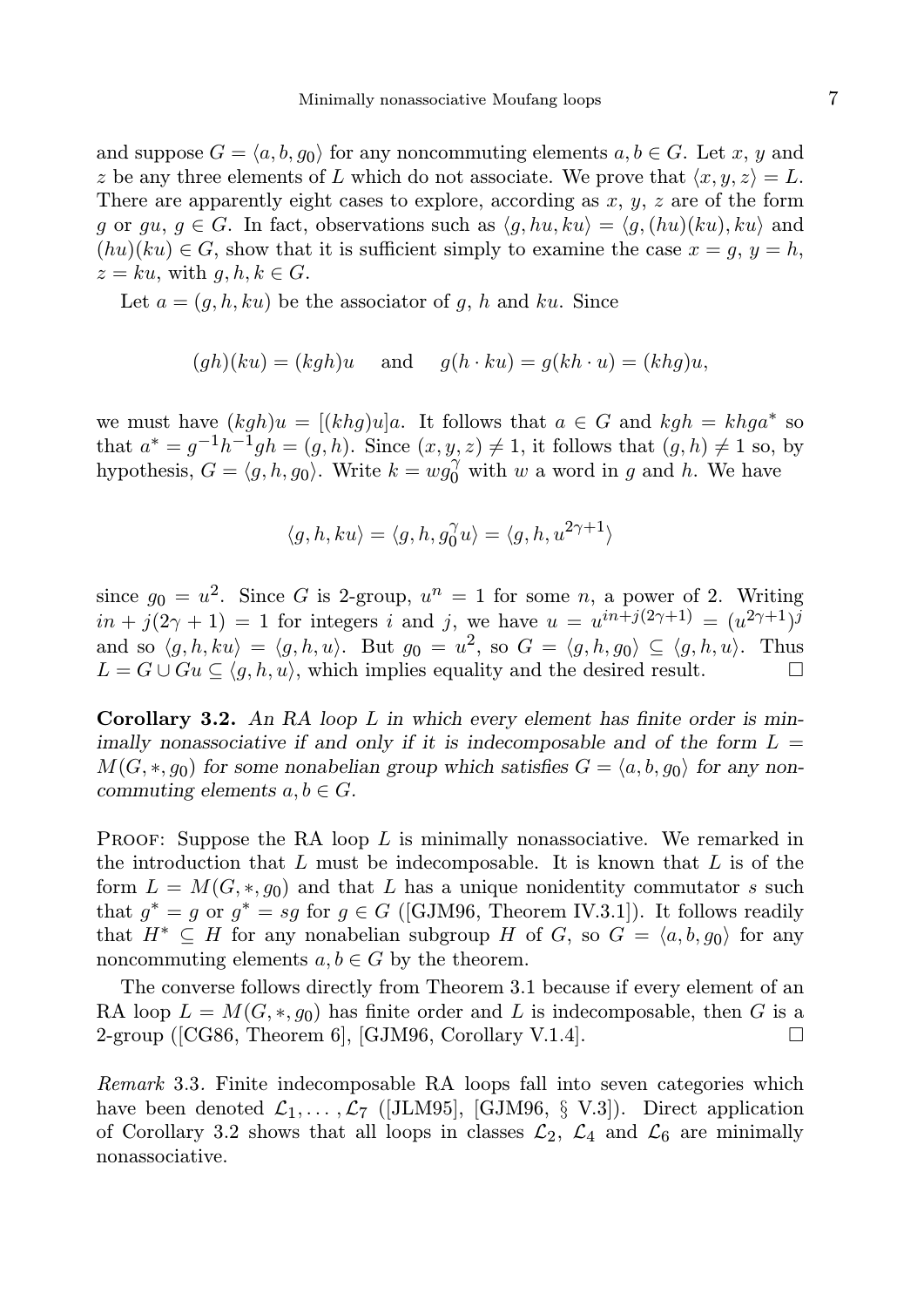and suppose $G = \langle a, b, g_0 \rangle$ for any noncommuting elements $a, b \in G$. Let $x$, $y$ and $z$ be any three elements of $L$ which do not associate. We prove that $\langle x, y, z \rangle = L$. There are apparently eight cases to explore, according as $x$, $y$, $z$ are of the form $g$ or $gu$, $g \in G$. In fact, observations such as $\langle g, hu, ku \rangle = \langle g, (hu)(ku), ku \rangle$ and $(hu)(ku) \in G$, show that it is sufficient simply to examine the case $x = g$, $y = h$, $z = ku$, with $g, h, k \in G$.

Let $a = (g, h, ku)$ be the associator of $g$, $h$ and $ku$. Since

$$(gh)(ku) = (kgh)u \quad \text{and} \quad g(h \cdot ku) = g(kh \cdot u) = (khg)u,$$

we must have $(kgh)u = [(khg)u]a$. It follows that $a \in G$ and $kgh = khga^*$ so that $a^* = g^{-1}h^{-1}gh = (g, h)$. Since $(x, y, z) \neq 1$, it follows that $(g, h) \neq 1$ so, by hypothesis, $G = \langle g, h, g_0 \rangle$. Write $k = wg_0^\gamma$ with $w$ a word in $g$ and $h$. We have

$$\langle g, h, ku \rangle = \langle g, h, g_0^\gamma u \rangle = \langle g, h, u^{2\gamma+1} \rangle$$

since $g_0 = u^2$. Since $G$ is 2-group, $u^n = 1$ for some $n$, a power of 2. Writing $in + j(2\gamma + 1) = 1$ for integers $i$ and $j$, we have $u = u^{in+j(2\gamma+1)} = (u^{2\gamma+1})^j$ and so $\langle g, h, ku \rangle = \langle g, h, u \rangle$. But $g_0 = u^2$, so $G = \langle g, h, g_0 \rangle \subseteq \langle g, h, u \rangle$. Thus $L = G \cup Gu \subseteq \langle g, h, u \rangle$, which implies equality and the desired result. □

**Corollary 3.2.** *An RA loop $L$ in which every element has finite order is minimally nonassociative if and only if it is indecomposable and of the form $L = M(G, *, g_0)$ for some nonabelian group which satisfies $G = \langle a, b, g_0 \rangle$ for any noncommuting elements $a, b \in G$.*

Proof: Suppose the RA loop $L$ is minimally nonassociative. We remarked in the introduction that $L$ must be indecomposable. It is known that $L$ is of the form $L = M(G, *, g_0)$ and that $L$ has a unique nonidentity commutator $s$ such that $g^* = g$ or $g^* = sg$ for $g \in G$ ([GJM96, Theorem IV.3.1]). It follows readily that $H^* \subseteq H$ for any nonabelian subgroup $H$ of $G$, so $G = \langle a, b, g_0 \rangle$ for any noncommuting elements $a, b \in G$ by the theorem.

The converse follows directly from Theorem 3.1 because if every element of an RA loop $L = M(G, *, g_0)$ has finite order and $L$ is indecomposable, then $G$ is a 2-group ([CG86, Theorem 6], [GJM96, Corollary V.1.4]. □

*Remark* 3.3. Finite indecomposable RA loops fall into seven categories which have been denoted $\mathcal{L}_1, \ldots, \mathcal{L}_7$ ([JLM95], [GJM96, § V.3]). Direct application of Corollary 3.2 shows that all loops in classes $\mathcal{L}_2$, $\mathcal{L}_4$ and $\mathcal{L}_6$ are minimally nonassociative.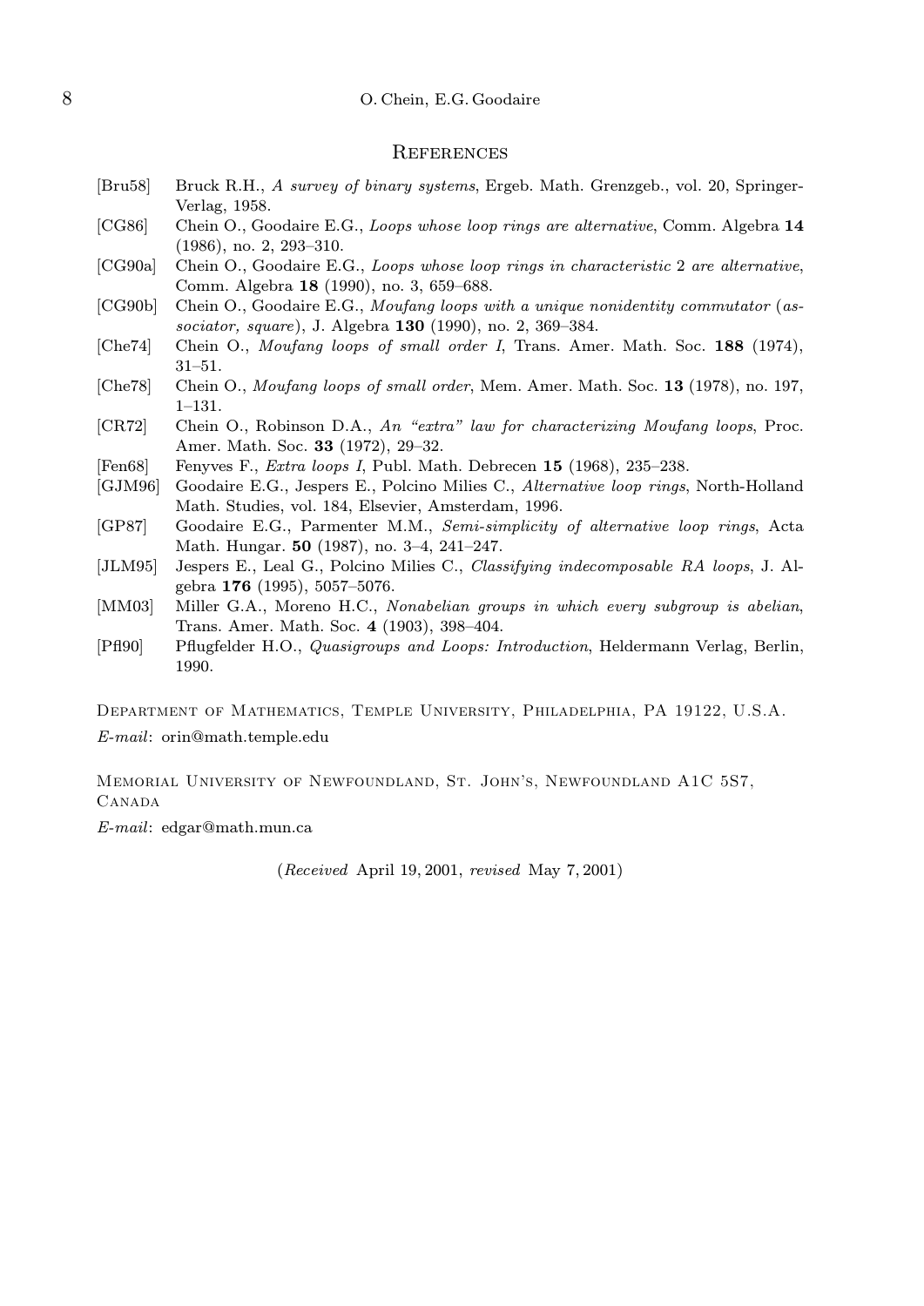## References

[Bru58] Bruck R.H., *A survey of binary systems*, Ergeb. Math. Grenzgeb., vol. 20, Springer-Verlag, 1958.

[CG86] Chein O., Goodaire E.G., *Loops whose loop rings are alternative*, Comm. Algebra **14** (1986), no. 2, 293–310.

[CG90a] Chein O., Goodaire E.G., *Loops whose loop rings in characteristic* 2 *are alternative*, Comm. Algebra **18** (1990), no. 3, 659–688.

[CG90b] Chein O., Goodaire E.G., *Moufang loops with a unique nonidentity commutator* (*associator, square*), J. Algebra **130** (1990), no. 2, 369–384.

[Che74] Chein O., *Moufang loops of small order I*, Trans. Amer. Math. Soc. **188** (1974), 31–51.

[Che78] Chein O., *Moufang loops of small order*, Mem. Amer. Math. Soc. **13** (1978), no. 197, 1–131.

[CR72] Chein O., Robinson D.A., *An "extra" law for characterizing Moufang loops*, Proc. Amer. Math. Soc. **33** (1972), 29–32.

[Fen68] Fenyves F., *Extra loops I*, Publ. Math. Debrecen **15** (1968), 235–238.

[GJM96] Goodaire E.G., Jespers E., Polcino Milies C., *Alternative loop rings*, North-Holland Math. Studies, vol. 184, Elsevier, Amsterdam, 1996.

[GP87] Goodaire E.G., Parmenter M.M., *Semi-simplicity of alternative loop rings*, Acta Math. Hungar. **50** (1987), no. 3–4, 241–247.

[JLM95] Jespers E., Leal G., Polcino Milies C., *Classifying indecomposable RA loops*, J. Algebra **176** (1995), 5057–5076.

[MM03] Miller G.A., Moreno H.C., *Nonabelian groups in which every subgroup is abelian*, Trans. Amer. Math. Soc. **4** (1903), 398–404.

[Pfl90] Pflugfelder H.O., *Quasigroups and Loops: Introduction*, Heldermann Verlag, Berlin, 1990.

Department of Mathematics, Temple University, Philadelphia, PA 19122, U.S.A.

*E-mail*: orin@math.temple.edu

Memorial University of Newfoundland, St. John's, Newfoundland A1C 5S7, Canada

*E-mail*: edgar@math.mun.ca

(*Received* April 19, 2001, *revised* May 7, 2001)